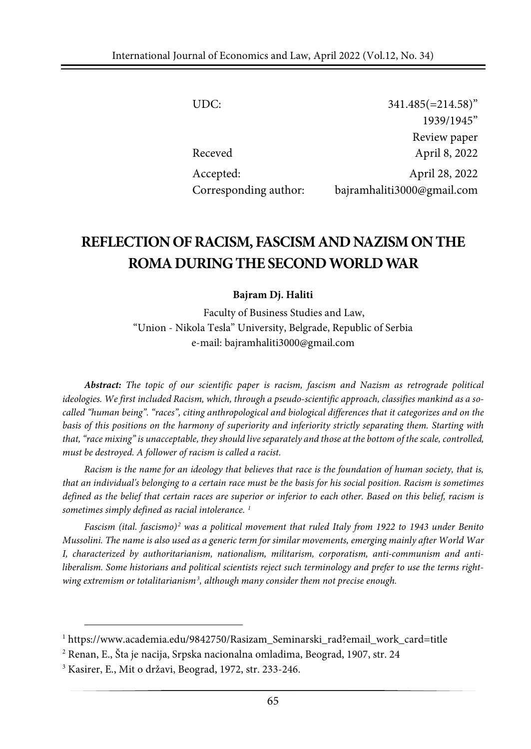| | |
|---|---|
| UDC: | 341.485(=214.58)" 1939/1945" |
| | Review paper |
| Receved | April 8, 2022 |
| Accepted: | April 28, 2022 |
| Corresponding author: | bajramhaliti3000@gmail.com |

# REFLECTION OF RACISM, FASCISM AND NAZISM ON THE ROMA DURING THE SECOND WORLD WAR

**Bajram Dj. Haliti**

Faculty of Business Studies and Law,
"Union - Nikola Tesla" University, Belgrade, Republic of Serbia
e-mail: bajramhaliti3000@gmail.com

***Abstract:*** *The topic of our scientific paper is racism, fascism and Nazism as retrograde political ideologies. We first included Racism, which, through a pseudo-scientific approach, classifies mankind as a so-called "human being". "races", citing anthropological and biological differences that it categorizes and on the basis of this positions on the harmony of superiority and inferiority strictly separating them. Starting with that, "race mixing" is unacceptable, they should live separately and those at the bottom of the scale, controlled, must be destroyed. A follower of racism is called a racist.*

*Racism is the name for an ideology that believes that race is the foundation of human society, that is, that an individual's belonging to a certain race must be the basis for his social position. Racism is sometimes defined as the belief that certain races are superior or inferior to each other. Based on this belief, racism is sometimes simply defined as racial intolerance.* [1]

*Fascism (ital. fascismo)*[2] *was a political movement that ruled Italy from 1922 to 1943 under Benito Mussolini. The name is also used as a generic term for similar movements, emerging mainly after World War I, characterized by authoritarianism, nationalism, militarism, corporatism, anti-communism and anti-liberalism. Some historians and political scientists reject such terminology and prefer to use the terms right-wing extremism or totalitarianism*[3]*, although many consider them not precise enough.*

---

[1] https://www.academia.edu/9842750/Rasizam_Seminarski_rad?email_work_card=title

[2] Renan, E., Šta je nacija, Srpska nacionalna omladima, Beograd, 1907, str. 24

[3] Kasirer, E., Mit o državi, Beograd, 1972, str. 233-246.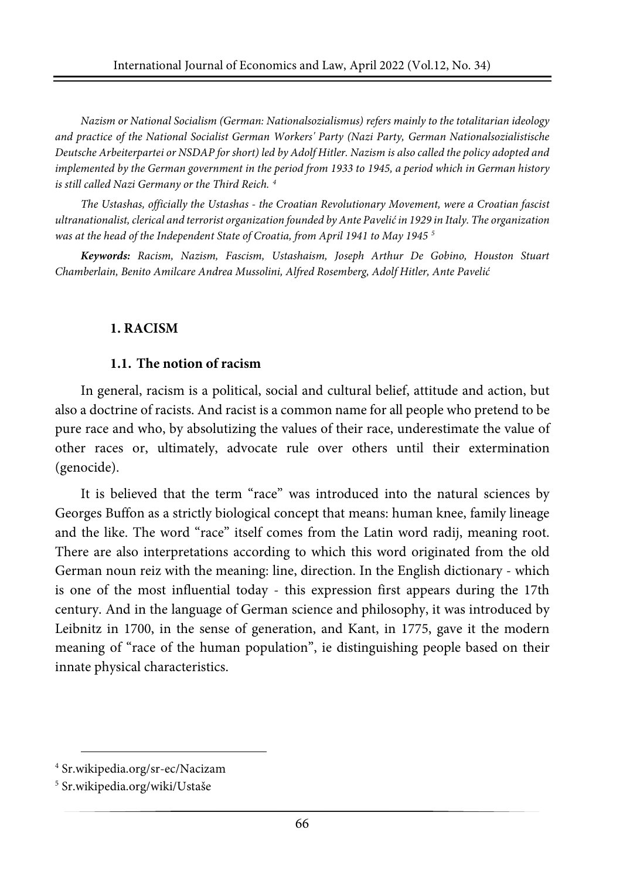*Nazism or National Socialism (German: Nationalsozialismus) refers mainly to the totalitarian ideology and practice of the National Socialist German Workers' Party (Nazi Party, German Nationalsozialistische Deutsche Arbeiterpartei or NSDAP for short) led by Adolf Hitler. Nazism is also called the policy adopted and implemented by the German government in the period from 1933 to 1945, a period which in German history is still called Nazi Germany or the Third Reich.* [4]

*The Ustashas, officially the Ustashas - the Croatian Revolutionary Movement, were a Croatian fascist ultranationalist, clerical and terrorist organization founded by Ante Pavelić in 1929 in Italy. The organization was at the head of the Independent State of Croatia, from April 1941 to May 1945* [5]

***Keywords:*** *Racism, Nazism, Fascism, Ustashaism, Joseph Arthur De Gobino, Houston Stuart Chamberlain, Benito Amilcare Andrea Mussolini, Alfred Rosemberg, Adolf Hitler, Ante Pavelić*

## 1. RACISM

### 1.1. The notion of racism

In general, racism is a political, social and cultural belief, attitude and action, but also a doctrine of racists. And racist is a common name for all people who pretend to be pure race and who, by absolutizing the values of their race, underestimate the value of other races or, ultimately, advocate rule over others until their extermination (genocide).

It is believed that the term "race" was introduced into the natural sciences by Georges Buffon as a strictly biological concept that means: human knee, family lineage and the like. The word "race" itself comes from the Latin word radij, meaning root. There are also interpretations according to which this word originated from the old German noun reiz with the meaning: line, direction. In the English dictionary - which is one of the most influential today - this expression first appears during the 17th century. And in the language of German science and philosophy, it was introduced by Leibnitz in 1700, in the sense of generation, and Kant, in 1775, gave it the modern meaning of "race of the human population", ie distinguishing people based on their innate physical characteristics.

---

[4] Sr.wikipedia.org/sr-ec/Nacizam

[5] Sr.wikipedia.org/wiki/Ustaše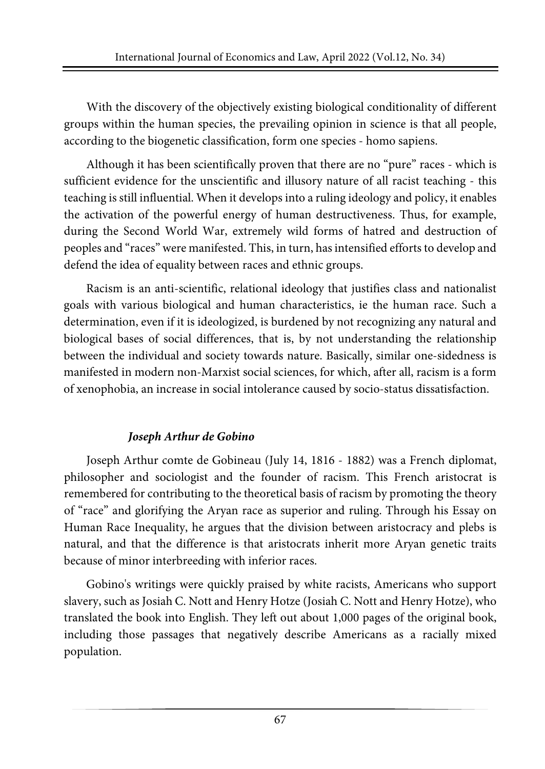With the discovery of the objectively existing biological conditionality of different groups within the human species, the prevailing opinion in science is that all people, according to the biogenetic classification, form one species - homo sapiens.

Although it has been scientifically proven that there are no "pure" races - which is sufficient evidence for the unscientific and illusory nature of all racist teaching - this teaching is still influential. When it develops into a ruling ideology and policy, it enables the activation of the powerful energy of human destructiveness. Thus, for example, during the Second World War, extremely wild forms of hatred and destruction of peoples and "races" were manifested. This, in turn, has intensified efforts to develop and defend the idea of equality between races and ethnic groups.

Racism is an anti-scientific, relational ideology that justifies class and nationalist goals with various biological and human characteristics, ie the human race. Such a determination, even if it is ideologized, is burdened by not recognizing any natural and biological bases of social differences, that is, by not understanding the relationship between the individual and society towards nature. Basically, similar one-sidedness is manifested in modern non-Marxist social sciences, for which, after all, racism is a form of xenophobia, an increase in social intolerance caused by socio-status dissatisfaction.

### ***Joseph Arthur de Gobino***

Joseph Arthur comte de Gobineau (July 14, 1816 - 1882) was a French diplomat, philosopher and sociologist and the founder of racism. This French aristocrat is remembered for contributing to the theoretical basis of racism by promoting the theory of "race" and glorifying the Aryan race as superior and ruling. Through his Essay on Human Race Inequality, he argues that the division between aristocracy and plebs is natural, and that the difference is that aristocrats inherit more Aryan genetic traits because of minor interbreeding with inferior races.

Gobino's writings were quickly praised by white racists, Americans who support slavery, such as Josiah C. Nott and Henry Hotze (Josiah C. Nott and Henry Hotze), who translated the book into English. They left out about 1,000 pages of the original book, including those passages that negatively describe Americans as a racially mixed population.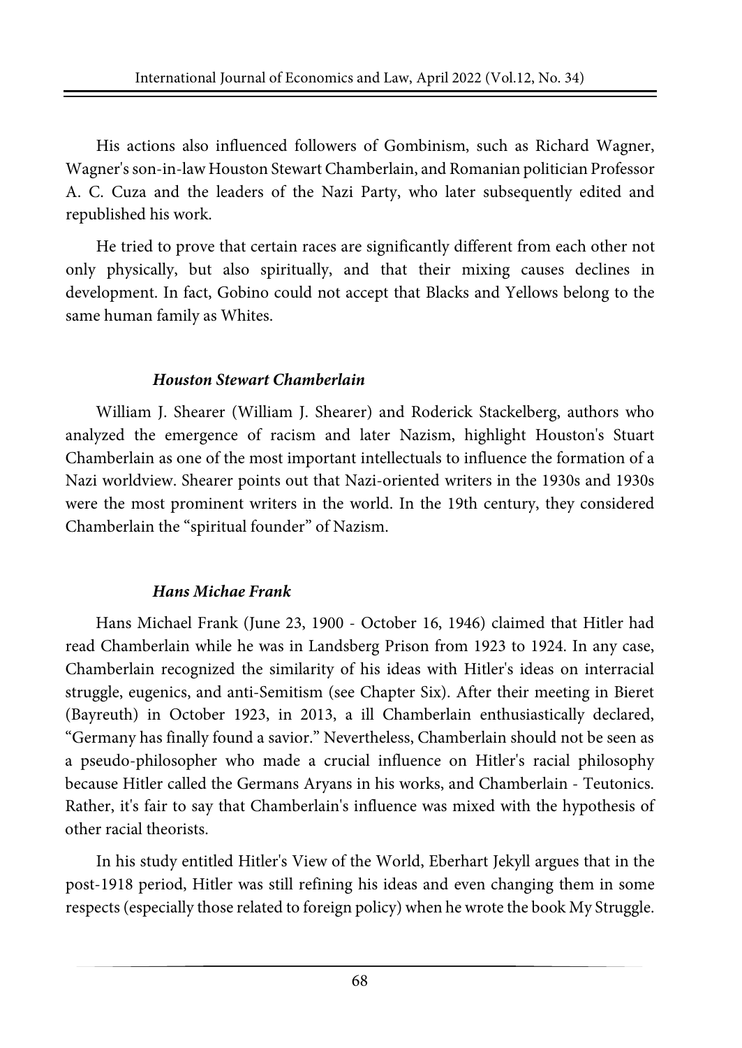His actions also influenced followers of Gombinism, such as Richard Wagner, Wagner's son-in-law Houston Stewart Chamberlain, and Romanian politician Professor A. C. Cuza and the leaders of the Nazi Party, who later subsequently edited and republished his work.

He tried to prove that certain races are significantly different from each other not only physically, but also spiritually, and that their mixing causes declines in development. In fact, Gobino could not accept that Blacks and Yellows belong to the same human family as Whites.

### ***Houston Stewart Chamberlain***

William J. Shearer (William J. Shearer) and Roderick Stackelberg, authors who analyzed the emergence of racism and later Nazism, highlight Houston's Stuart Chamberlain as one of the most important intellectuals to influence the formation of a Nazi worldview. Shearer points out that Nazi-oriented writers in the 1930s and 1930s were the most prominent writers in the world. In the 19th century, they considered Chamberlain the "spiritual founder" of Nazism.

### ***Hans Michae Frank***

Hans Michael Frank (June 23, 1900 - October 16, 1946) claimed that Hitler had read Chamberlain while he was in Landsberg Prison from 1923 to 1924. In any case, Chamberlain recognized the similarity of his ideas with Hitler's ideas on interracial struggle, eugenics, and anti-Semitism (see Chapter Six). After their meeting in Bieret (Bayreuth) in October 1923, in 2013, a ill Chamberlain enthusiastically declared, "Germany has finally found a savior." Nevertheless, Chamberlain should not be seen as a pseudo-philosopher who made a crucial influence on Hitler's racial philosophy because Hitler called the Germans Aryans in his works, and Chamberlain - Teutonics. Rather, it's fair to say that Chamberlain's influence was mixed with the hypothesis of other racial theorists.

In his study entitled Hitler's View of the World, Eberhart Jekyll argues that in the post-1918 period, Hitler was still refining his ideas and even changing them in some respects (especially those related to foreign policy) when he wrote the book My Struggle.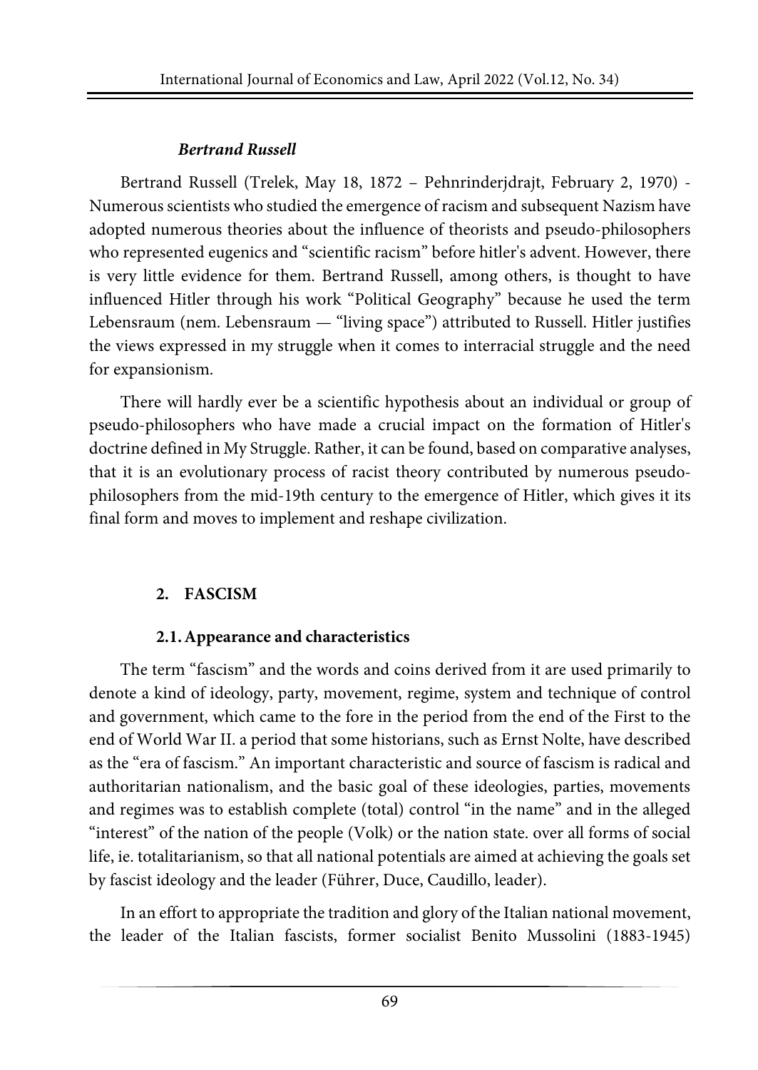### *Bertrand Russell*

Bertrand Russell (Trelek, May 18, 1872 – Pehnrinderjdrajt, February 2, 1970) - Numerous scientists who studied the emergence of racism and subsequent Nazism have adopted numerous theories about the influence of theorists and pseudo-philosophers who represented eugenics and "scientific racism" before hitler's advent. However, there is very little evidence for them. Bertrand Russell, among others, is thought to have influenced Hitler through his work "Political Geography" because he used the term Lebensraum (nem. Lebensraum — "living space") attributed to Russell. Hitler justifies the views expressed in my struggle when it comes to interracial struggle and the need for expansionism.

There will hardly ever be a scientific hypothesis about an individual or group of pseudo-philosophers who have made a crucial impact on the formation of Hitler's doctrine defined in My Struggle. Rather, it can be found, based on comparative analyses, that it is an evolutionary process of racist theory contributed by numerous pseudo-philosophers from the mid-19th century to the emergence of Hitler, which gives it its final form and moves to implement and reshape civilization.

## 2. FASCISM

### 2.1. Appearance and characteristics

The term "fascism" and the words and coins derived from it are used primarily to denote a kind of ideology, party, movement, regime, system and technique of control and government, which came to the fore in the period from the end of the First to the end of World War II. a period that some historians, such as Ernst Nolte, have described as the "era of fascism." An important characteristic and source of fascism is radical and authoritarian nationalism, and the basic goal of these ideologies, parties, movements and regimes was to establish complete (total) control "in the name" and in the alleged "interest" of the nation of the people (Volk) or the nation state. over all forms of social life, ie. totalitarianism, so that all national potentials are aimed at achieving the goals set by fascist ideology and the leader (Führer, Duce, Caudillo, leader).

In an effort to appropriate the tradition and glory of the Italian national movement, the leader of the Italian fascists, former socialist Benito Mussolini (1883-1945)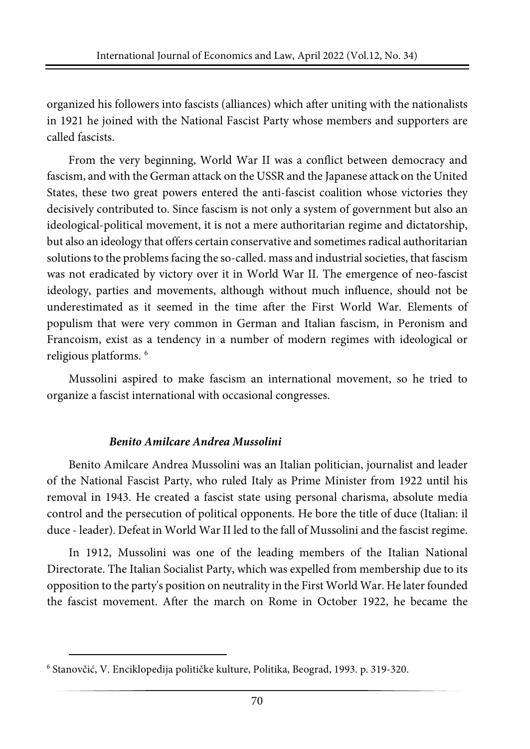organized his followers into fascists (alliances) which after uniting with the nationalists in 1921 he joined with the National Fascist Party whose members and supporters are called fascists.

From the very beginning, World War II was a conflict between democracy and fascism, and with the German attack on the USSR and the Japanese attack on the United States, these two great powers entered the anti-fascist coalition whose victories they decisively contributed to. Since fascism is not only a system of government but also an ideological-political movement, it is not a mere authoritarian regime and dictatorship, but also an ideology that offers certain conservative and sometimes radical authoritarian solutions to the problems facing the so-called. mass and industrial societies, that fascism was not eradicated by victory over it in World War II. The emergence of neo-fascist ideology, parties and movements, although without much influence, should not be underestimated as it seemed in the time after the First World War. Elements of populism that were very common in German and Italian fascism, in Peronism and Francoism, exist as a tendency in a number of modern regimes with ideological or religious platforms. [6]

Mussolini aspired to make fascism an international movement, so he tried to organize a fascist international with occasional congresses.

### *Benito Amilcare Andrea Mussolini*

Benito Amilcare Andrea Mussolini was an Italian politician, journalist and leader of the National Fascist Party, who ruled Italy as Prime Minister from 1922 until his removal in 1943. He created a fascist state using personal charisma, absolute media control and the persecution of political opponents. He bore the title of duce (Italian: il duce - leader). Defeat in World War II led to the fall of Mussolini and the fascist regime.

In 1912, Mussolini was one of the leading members of the Italian National Directorate. The Italian Socialist Party, which was expelled from membership due to its opposition to the party's position on neutrality in the First World War. He later founded the fascist movement. After the march on Rome in October 1922, he became the

[6] Stanovčić, V. Enciklopedija političke kulture, Politika, Beograd, 1993. p. 319-320.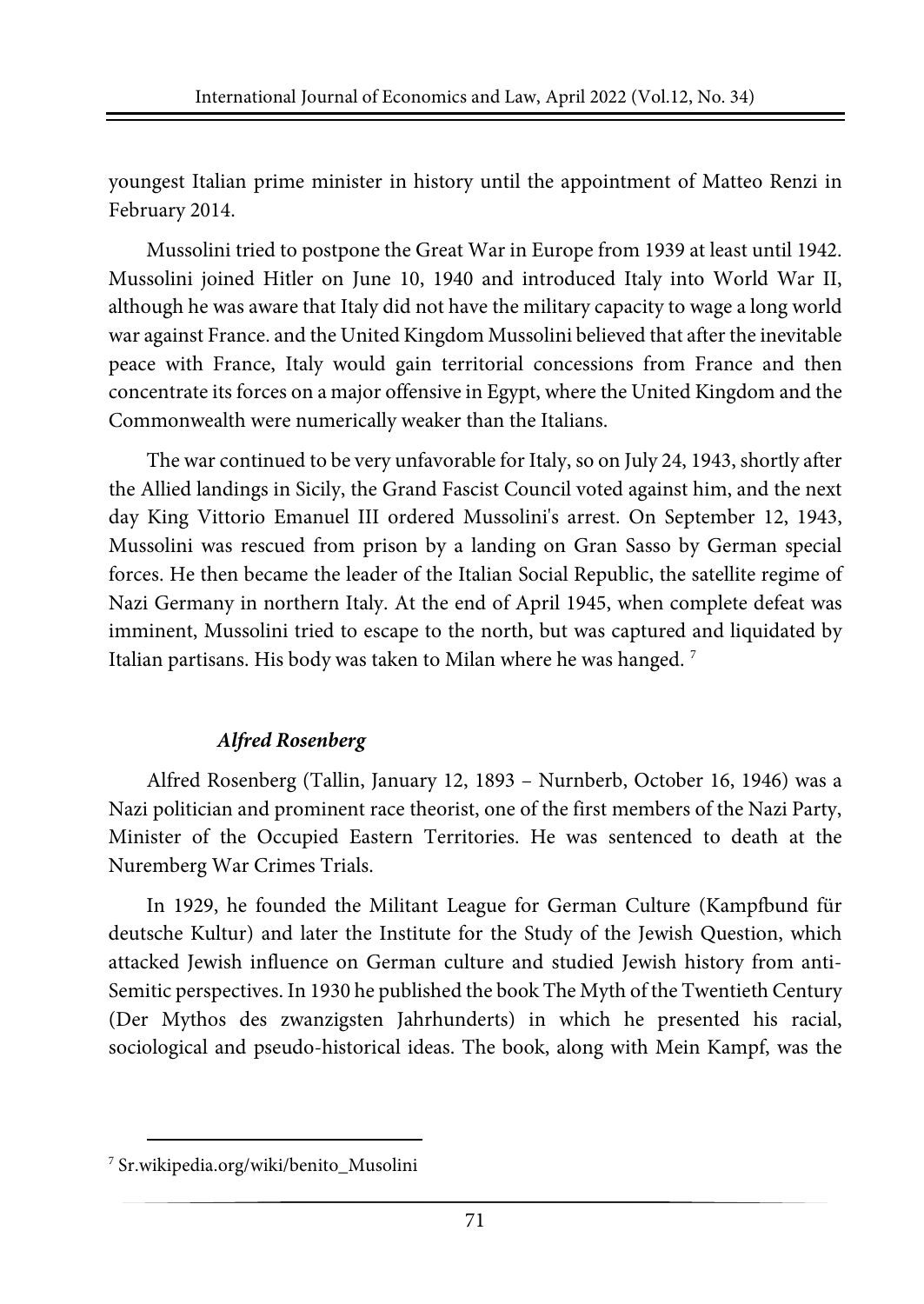youngest Italian prime minister in history until the appointment of Matteo Renzi in February 2014.

Mussolini tried to postpone the Great War in Europe from 1939 at least until 1942. Mussolini joined Hitler on June 10, 1940 and introduced Italy into World War II, although he was aware that Italy did not have the military capacity to wage a long world war against France. and the United Kingdom Mussolini believed that after the inevitable peace with France, Italy would gain territorial concessions from France and then concentrate its forces on a major offensive in Egypt, where the United Kingdom and the Commonwealth were numerically weaker than the Italians.

The war continued to be very unfavorable for Italy, so on July 24, 1943, shortly after the Allied landings in Sicily, the Grand Fascist Council voted against him, and the next day King Vittorio Emanuel III ordered Mussolini's arrest. On September 12, 1943, Mussolini was rescued from prison by a landing on Gran Sasso by German special forces. He then became the leader of the Italian Social Republic, the satellite regime of Nazi Germany in northern Italy. At the end of April 1945, when complete defeat was imminent, Mussolini tried to escape to the north, but was captured and liquidated by Italian partisans. His body was taken to Milan where he was hanged. [7]

### *Alfred Rosenberg*

Alfred Rosenberg (Tallin, January 12, 1893 – Nurnberb, October 16, 1946) was a Nazi politician and prominent race theorist, one of the first members of the Nazi Party, Minister of the Occupied Eastern Territories. He was sentenced to death at the Nuremberg War Crimes Trials.

In 1929, he founded the Militant League for German Culture (Kampfbund für deutsche Kultur) and later the Institute for the Study of the Jewish Question, which attacked Jewish influence on German culture and studied Jewish history from anti-Semitic perspectives. In 1930 he published the book The Myth of the Twentieth Century (Der Mythos des zwanzigsten Jahrhunderts) in which he presented his racial, sociological and pseudo-historical ideas. The book, along with Mein Kampf, was the

---

[7] Sr.wikipedia.org/wiki/benito_Musolini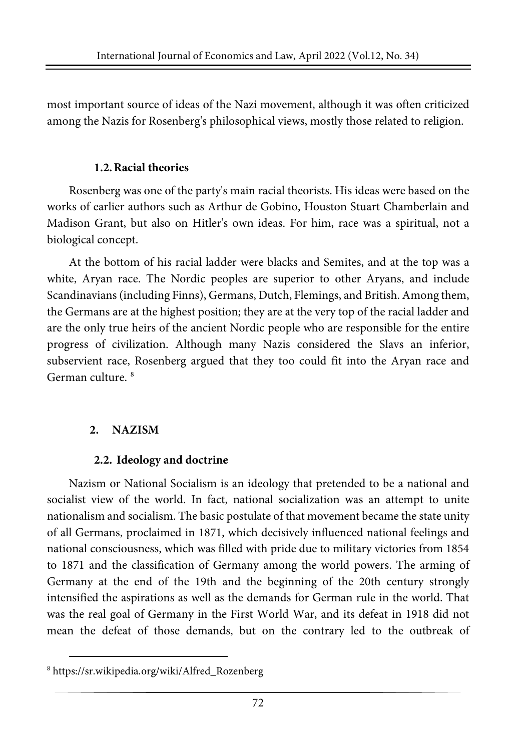most important source of ideas of the Nazi movement, although it was often criticized among the Nazis for Rosenberg's philosophical views, mostly those related to religion.

### 1.2. Racial theories

Rosenberg was one of the party's main racial theorists. His ideas were based on the works of earlier authors such as Arthur de Gobino, Houston Stuart Chamberlain and Madison Grant, but also on Hitler's own ideas. For him, race was a spiritual, not a biological concept.

At the bottom of his racial ladder were blacks and Semites, and at the top was a white, Aryan race. The Nordic peoples are superior to other Aryans, and include Scandinavians (including Finns), Germans, Dutch, Flemings, and British. Among them, the Germans are at the highest position; they are at the very top of the racial ladder and are the only true heirs of the ancient Nordic people who are responsible for the entire progress of civilization. Although many Nazis considered the Slavs an inferior, subservient race, Rosenberg argued that they too could fit into the Aryan race and German culture. [8]

## 2. NAZISM

### 2.2. Ideology and doctrine

Nazism or National Socialism is an ideology that pretended to be a national and socialist view of the world. In fact, national socialization was an attempt to unite nationalism and socialism. The basic postulate of that movement became the state unity of all Germans, proclaimed in 1871, which decisively influenced national feelings and national consciousness, which was filled with pride due to military victories from 1854 to 1871 and the classification of Germany among the world powers. The arming of Germany at the end of the 19th and the beginning of the 20th century strongly intensified the aspirations as well as the demands for German rule in the world. That was the real goal of Germany in the First World War, and its defeat in 1918 did not mean the defeat of those demands, but on the contrary led to the outbreak of

[8] https://sr.wikipedia.org/wiki/Alfred_Rozenberg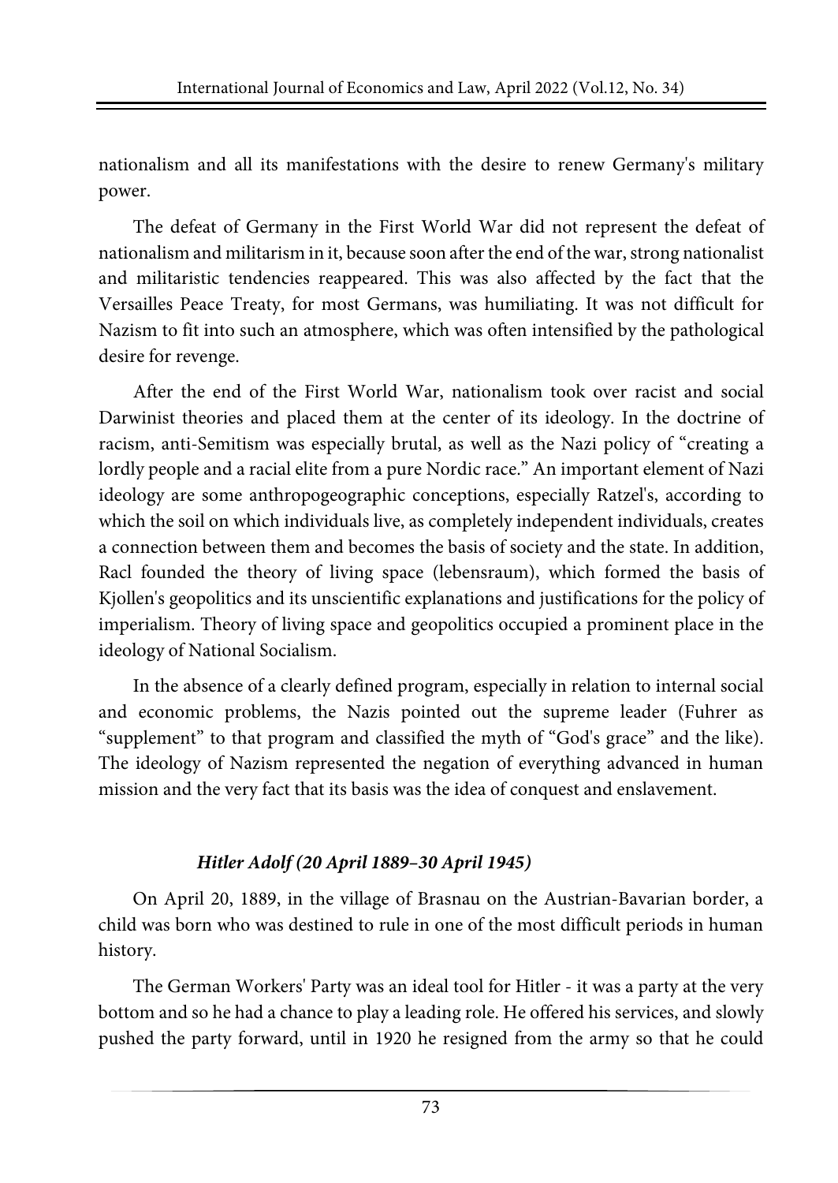nationalism and all its manifestations with the desire to renew Germany's military power.

The defeat of Germany in the First World War did not represent the defeat of nationalism and militarism in it, because soon after the end of the war, strong nationalist and militaristic tendencies reappeared. This was also affected by the fact that the Versailles Peace Treaty, for most Germans, was humiliating. It was not difficult for Nazism to fit into such an atmosphere, which was often intensified by the pathological desire for revenge.

After the end of the First World War, nationalism took over racist and social Darwinist theories and placed them at the center of its ideology. In the doctrine of racism, anti-Semitism was especially brutal, as well as the Nazi policy of "creating a lordly people and a racial elite from a pure Nordic race." An important element of Nazi ideology are some anthropogeographic conceptions, especially Ratzel's, according to which the soil on which individuals live, as completely independent individuals, creates a connection between them and becomes the basis of society and the state. In addition, Racl founded the theory of living space (lebensraum), which formed the basis of Kjollen's geopolitics and its unscientific explanations and justifications for the policy of imperialism. Theory of living space and geopolitics occupied a prominent place in the ideology of National Socialism.

In the absence of a clearly defined program, especially in relation to internal social and economic problems, the Nazis pointed out the supreme leader (Fuhrer as "supplement" to that program and classified the myth of "God's grace" and the like). The ideology of Nazism represented the negation of everything advanced in human mission and the very fact that its basis was the idea of conquest and enslavement.

### *Hitler Adolf (20 April 1889–30 April 1945)*

On April 20, 1889, in the village of Brasnau on the Austrian-Bavarian border, a child was born who was destined to rule in one of the most difficult periods in human history.

The German Workers' Party was an ideal tool for Hitler - it was a party at the very bottom and so he had a chance to play a leading role. He offered his services, and slowly pushed the party forward, until in 1920 he resigned from the army so that he could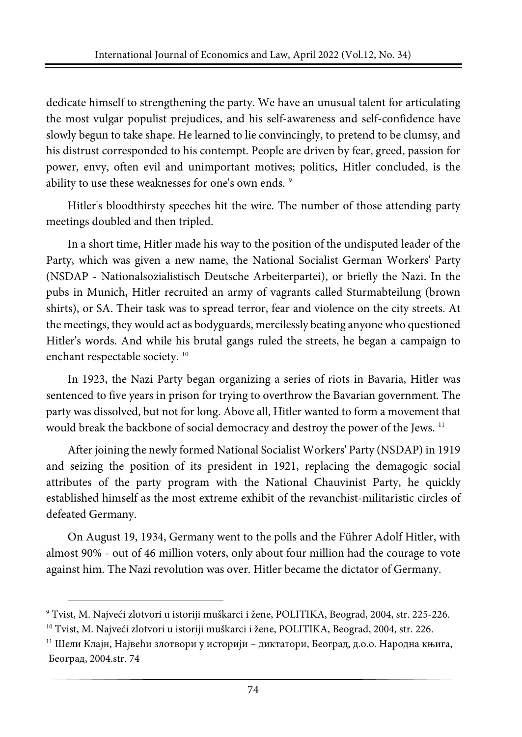dedicate himself to strengthening the party. We have an unusual talent for articulating the most vulgar populist prejudices, and his self-awareness and self-confidence have slowly begun to take shape. He learned to lie convincingly, to pretend to be clumsy, and his distrust corresponded to his contempt. People are driven by fear, greed, passion for power, envy, often evil and unimportant motives; politics, Hitler concluded, is the ability to use these weaknesses for one's own ends. [9]

Hitler's bloodthirsty speeches hit the wire. The number of those attending party meetings doubled and then tripled.

In a short time, Hitler made his way to the position of the undisputed leader of the Party, which was given a new name, the National Socialist German Workers' Party (NSDAP - Nationalsozialistisch Deutsche Arbeiterpartei), or briefly the Nazi. In the pubs in Munich, Hitler recruited an army of vagrants called Sturmabteilung (brown shirts), or SA. Their task was to spread terror, fear and violence on the city streets. At the meetings, they would act as bodyguards, mercilessly beating anyone who questioned Hitler's words. And while his brutal gangs ruled the streets, he began a campaign to enchant respectable society. [10]

In 1923, the Nazi Party began organizing a series of riots in Bavaria, Hitler was sentenced to five years in prison for trying to overthrow the Bavarian government. The party was dissolved, but not for long. Above all, Hitler wanted to form a movement that would break the backbone of social democracy and destroy the power of the Jews. [11]

After joining the newly formed National Socialist Workers' Party (NSDAP) in 1919 and seizing the position of its president in 1921, replacing the demagogic social attributes of the party program with the National Chauvinist Party, he quickly established himself as the most extreme exhibit of the revanchist-militaristic circles of defeated Germany.

On August 19, 1934, Germany went to the polls and the Führer Adolf Hitler, with almost 90% - out of 46 million voters, only about four million had the courage to vote against him. The Nazi revolution was over. Hitler became the dictator of Germany.

---

[9] Tvist, M. Najveći zlotvori u istoriji muškarci i žene, POLITIKA, Beograd, 2004, str. 225-226.

[10] Tvist, M. Najveći zlotvori u istoriji muškarci i žene, POLITIKA, Beograd, 2004, str. 226.

[11] Шели Клајн, Највећи злотвори у историји – диктатори, Београд, д.о.о. Народна књига, Београд, 2004.str. 74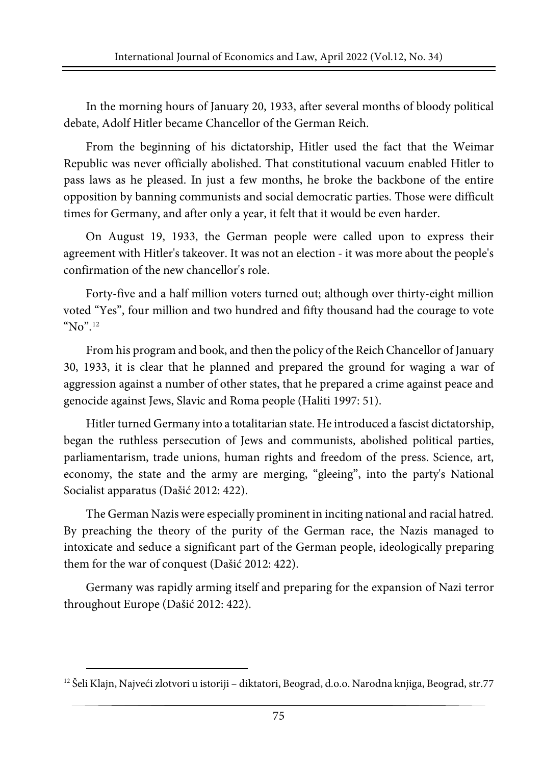In the morning hours of January 20, 1933, after several months of bloody political debate, Adolf Hitler became Chancellor of the German Reich.

From the beginning of his dictatorship, Hitler used the fact that the Weimar Republic was never officially abolished. That constitutional vacuum enabled Hitler to pass laws as he pleased. In just a few months, he broke the backbone of the entire opposition by banning communists and social democratic parties. Those were difficult times for Germany, and after only a year, it felt that it would be even harder.

On August 19, 1933, the German people were called upon to express their agreement with Hitler's takeover. It was not an election - it was more about the people's confirmation of the new chancellor's role.

Forty-five and a half million voters turned out; although over thirty-eight million voted "Yes", four million and two hundred and fifty thousand had the courage to vote "No".[12]

From his program and book, and then the policy of the Reich Chancellor of January 30, 1933, it is clear that he planned and prepared the ground for waging a war of aggression against a number of other states, that he prepared a crime against peace and genocide against Jews, Slavic and Roma people (Haliti 1997: 51).

Hitler turned Germany into a totalitarian state. He introduced a fascist dictatorship, began the ruthless persecution of Jews and communists, abolished political parties, parliamentarism, trade unions, human rights and freedom of the press. Science, art, economy, the state and the army are merging, "gleeing", into the party's National Socialist apparatus (Dašić 2012: 422).

The German Nazis were especially prominent in inciting national and racial hatred. By preaching the theory of the purity of the German race, the Nazis managed to intoxicate and seduce a significant part of the German people, ideologically preparing them for the war of conquest (Dašić 2012: 422).

Germany was rapidly arming itself and preparing for the expansion of Nazi terror throughout Europe (Dašić 2012: 422).

---

[12] Šeli Klajn, Najveći zlotvori u istoriji – diktatori, Beograd, d.o.o. Narodna knjiga, Beograd, str.77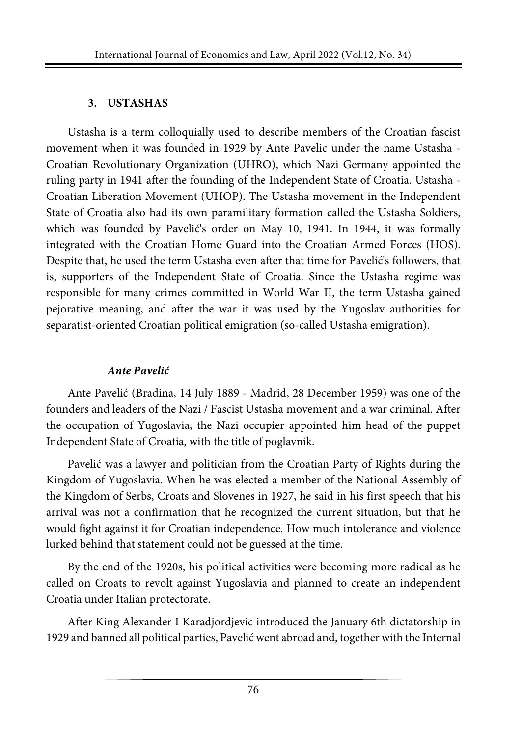## 3. USTASHAS

Ustasha is a term colloquially used to describe members of the Croatian fascist movement when it was founded in 1929 by Ante Pavelic under the name Ustasha - Croatian Revolutionary Organization (UHRO), which Nazi Germany appointed the ruling party in 1941 after the founding of the Independent State of Croatia. Ustasha - Croatian Liberation Movement (UHOP). The Ustasha movement in the Independent State of Croatia also had its own paramilitary formation called the Ustasha Soldiers, which was founded by Pavelić's order on May 10, 1941. In 1944, it was formally integrated with the Croatian Home Guard into the Croatian Armed Forces (HOS). Despite that, he used the term Ustasha even after that time for Pavelić's followers, that is, supporters of the Independent State of Croatia. Since the Ustasha regime was responsible for many crimes committed in World War II, the term Ustasha gained pejorative meaning, and after the war it was used by the Yugoslav authorities for separatist-oriented Croatian political emigration (so-called Ustasha emigration).

### *Ante Pavelić*

Ante Pavelić (Bradina, 14 July 1889 - Madrid, 28 December 1959) was one of the founders and leaders of the Nazi / Fascist Ustasha movement and a war criminal. After the occupation of Yugoslavia, the Nazi occupier appointed him head of the puppet Independent State of Croatia, with the title of poglavnik.

Pavelić was a lawyer and politician from the Croatian Party of Rights during the Kingdom of Yugoslavia. When he was elected a member of the National Assembly of the Kingdom of Serbs, Croats and Slovenes in 1927, he said in his first speech that his arrival was not a confirmation that he recognized the current situation, but that he would fight against it for Croatian independence. How much intolerance and violence lurked behind that statement could not be guessed at the time.

By the end of the 1920s, his political activities were becoming more radical as he called on Croats to revolt against Yugoslavia and planned to create an independent Croatia under Italian protectorate.

After King Alexander I Karadjordjevic introduced the January 6th dictatorship in 1929 and banned all political parties, Pavelić went abroad and, together with the Internal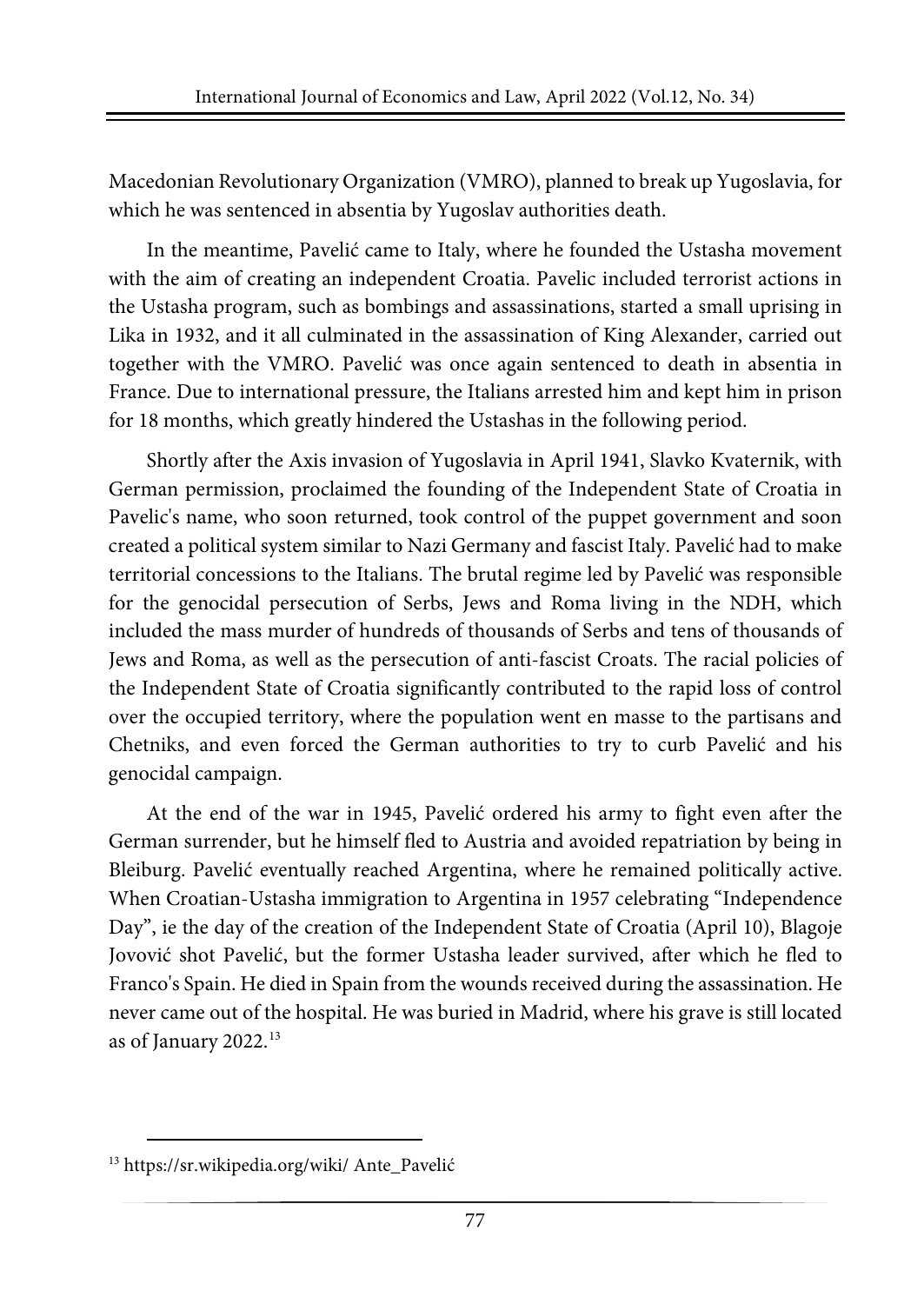Macedonian Revolutionary Organization (VMRO), planned to break up Yugoslavia, for which he was sentenced in absentia by Yugoslav authorities death.

In the meantime, Pavelić came to Italy, where he founded the Ustasha movement with the aim of creating an independent Croatia. Pavelic included terrorist actions in the Ustasha program, such as bombings and assassinations, started a small uprising in Lika in 1932, and it all culminated in the assassination of King Alexander, carried out together with the VMRO. Pavelić was once again sentenced to death in absentia in France. Due to international pressure, the Italians arrested him and kept him in prison for 18 months, which greatly hindered the Ustashas in the following period.

Shortly after the Axis invasion of Yugoslavia in April 1941, Slavko Kvaternik, with German permission, proclaimed the founding of the Independent State of Croatia in Pavelic's name, who soon returned, took control of the puppet government and soon created a political system similar to Nazi Germany and fascist Italy. Pavelić had to make territorial concessions to the Italians. The brutal regime led by Pavelić was responsible for the genocidal persecution of Serbs, Jews and Roma living in the NDH, which included the mass murder of hundreds of thousands of Serbs and tens of thousands of Jews and Roma, as well as the persecution of anti-fascist Croats. The racial policies of the Independent State of Croatia significantly contributed to the rapid loss of control over the occupied territory, where the population went en masse to the partisans and Chetniks, and even forced the German authorities to try to curb Pavelić and his genocidal campaign.

At the end of the war in 1945, Pavelić ordered his army to fight even after the German surrender, but he himself fled to Austria and avoided repatriation by being in Bleiburg. Pavelić eventually reached Argentina, where he remained politically active. When Croatian-Ustasha immigration to Argentina in 1957 celebrating "Independence Day", ie the day of the creation of the Independent State of Croatia (April 10), Blagoje Jovović shot Pavelić, but the former Ustasha leader survived, after which he fled to Franco's Spain. He died in Spain from the wounds received during the assassination. He never came out of the hospital. He was buried in Madrid, where his grave is still located as of January 2022.[13]

---

[13] https://sr.wikipedia.org/wiki/ Ante_Pavelić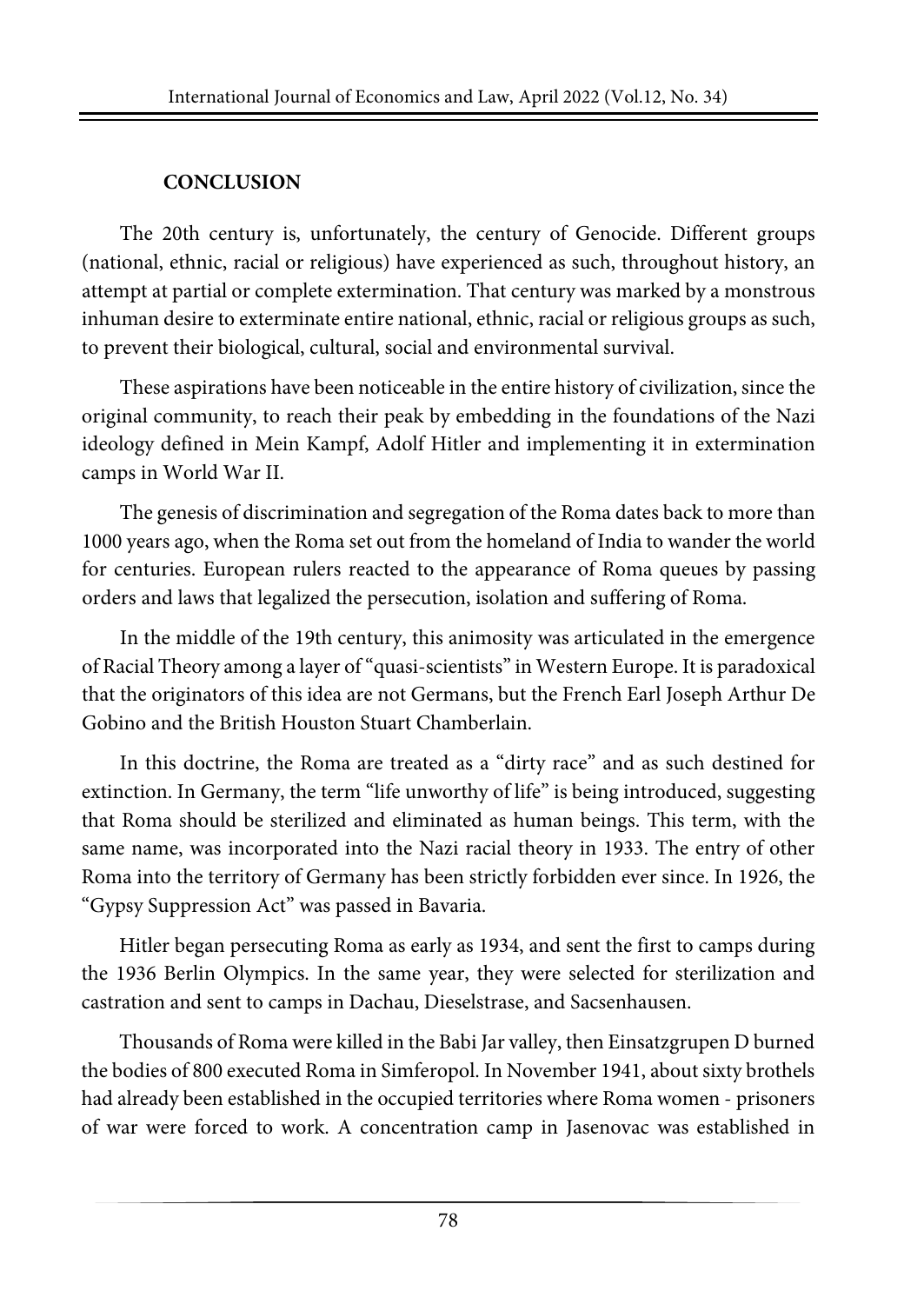## CONCLUSION

The 20th century is, unfortunately, the century of Genocide. Different groups (national, ethnic, racial or religious) have experienced as such, throughout history, an attempt at partial or complete extermination. That century was marked by a monstrous inhuman desire to exterminate entire national, ethnic, racial or religious groups as such, to prevent their biological, cultural, social and environmental survival.

These aspirations have been noticeable in the entire history of civilization, since the original community, to reach their peak by embedding in the foundations of the Nazi ideology defined in Mein Kampf, Adolf Hitler and implementing it in extermination camps in World War II.

The genesis of discrimination and segregation of the Roma dates back to more than 1000 years ago, when the Roma set out from the homeland of India to wander the world for centuries. European rulers reacted to the appearance of Roma queues by passing orders and laws that legalized the persecution, isolation and suffering of Roma.

In the middle of the 19th century, this animosity was articulated in the emergence of Racial Theory among a layer of "quasi-scientists" in Western Europe. It is paradoxical that the originators of this idea are not Germans, but the French Earl Joseph Arthur De Gobino and the British Houston Stuart Chamberlain.

In this doctrine, the Roma are treated as a "dirty race" and as such destined for extinction. In Germany, the term "life unworthy of life" is being introduced, suggesting that Roma should be sterilized and eliminated as human beings. This term, with the same name, was incorporated into the Nazi racial theory in 1933. The entry of other Roma into the territory of Germany has been strictly forbidden ever since. In 1926, the "Gypsy Suppression Act" was passed in Bavaria.

Hitler began persecuting Roma as early as 1934, and sent the first to camps during the 1936 Berlin Olympics. In the same year, they were selected for sterilization and castration and sent to camps in Dachau, Dieselstrase, and Sacsenhausen.

Thousands of Roma were killed in the Babi Jar valley, then Einsatzgrupen D burned the bodies of 800 executed Roma in Simferopol. In November 1941, about sixty brothels had already been established in the occupied territories where Roma women - prisoners of war were forced to work. A concentration camp in Jasenovac was established in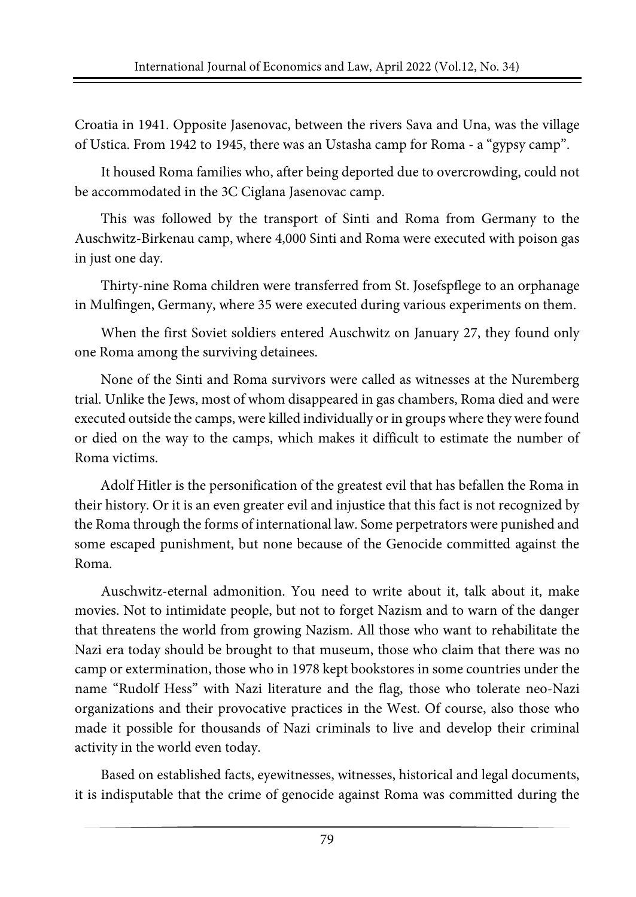Croatia in 1941. Opposite Jasenovac, between the rivers Sava and Una, was the village of Ustica. From 1942 to 1945, there was an Ustasha camp for Roma - a "gypsy camp".

It housed Roma families who, after being deported due to overcrowding, could not be accommodated in the 3C Ciglana Jasenovac camp.

This was followed by the transport of Sinti and Roma from Germany to the Auschwitz-Birkenau camp, where 4,000 Sinti and Roma were executed with poison gas in just one day.

Thirty-nine Roma children were transferred from St. Josefspflege to an orphanage in Mulfingen, Germany, where 35 were executed during various experiments on them.

When the first Soviet soldiers entered Auschwitz on January 27, they found only one Roma among the surviving detainees.

None of the Sinti and Roma survivors were called as witnesses at the Nuremberg trial. Unlike the Jews, most of whom disappeared in gas chambers, Roma died and were executed outside the camps, were killed individually or in groups where they were found or died on the way to the camps, which makes it difficult to estimate the number of Roma victims.

Adolf Hitler is the personification of the greatest evil that has befallen the Roma in their history. Or it is an even greater evil and injustice that this fact is not recognized by the Roma through the forms of international law. Some perpetrators were punished and some escaped punishment, but none because of the Genocide committed against the Roma.

Auschwitz-eternal admonition. You need to write about it, talk about it, make movies. Not to intimidate people, but not to forget Nazism and to warn of the danger that threatens the world from growing Nazism. All those who want to rehabilitate the Nazi era today should be brought to that museum, those who claim that there was no camp or extermination, those who in 1978 kept bookstores in some countries under the name "Rudolf Hess" with Nazi literature and the flag, those who tolerate neo-Nazi organizations and their provocative practices in the West. Of course, also those who made it possible for thousands of Nazi criminals to live and develop their criminal activity in the world even today.

Based on established facts, eyewitnesses, witnesses, historical and legal documents, it is indisputable that the crime of genocide against Roma was committed during the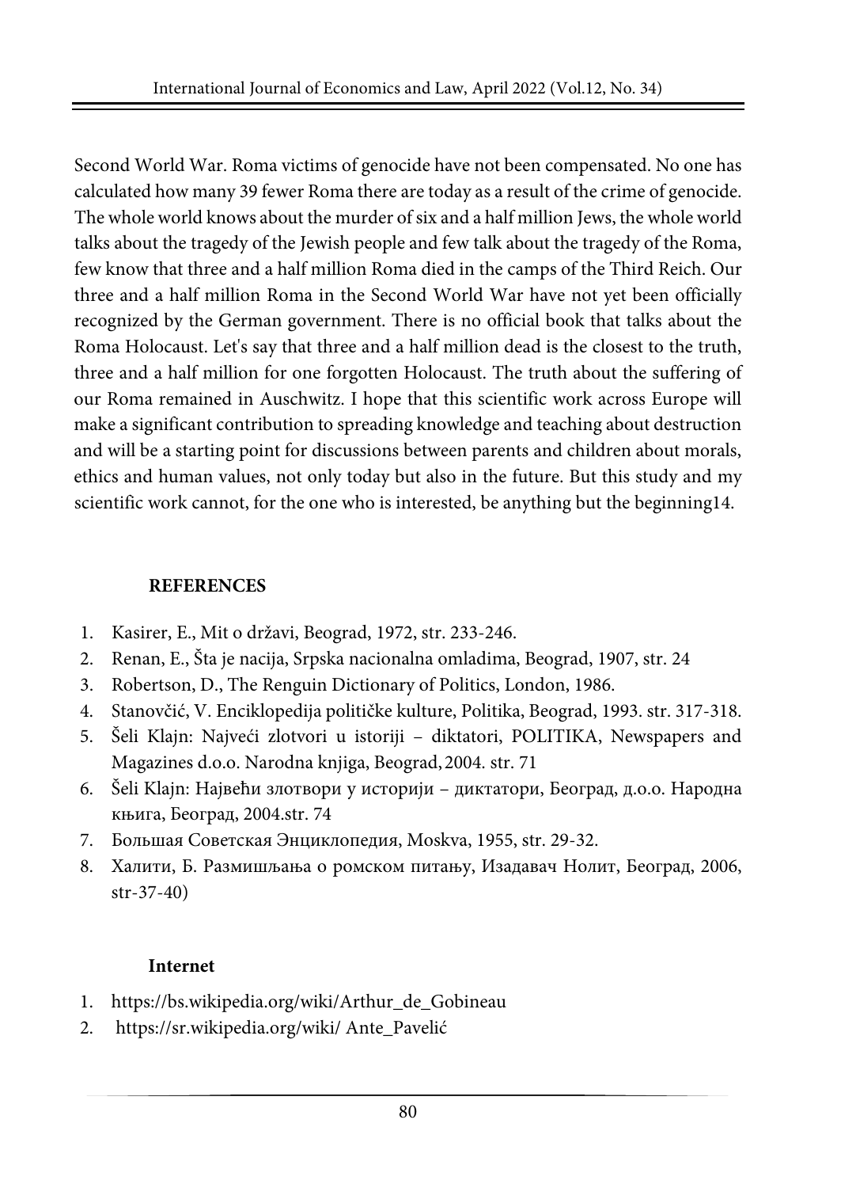Second World War. Roma victims of genocide have not been compensated. No one has calculated how many 39 fewer Roma there are today as a result of the crime of genocide. The whole world knows about the murder of six and a half million Jews, the whole world talks about the tragedy of the Jewish people and few talk about the tragedy of the Roma, few know that three and a half million Roma died in the camps of the Third Reich. Our three and a half million Roma in the Second World War have not yet been officially recognized by the German government. There is no official book that talks about the Roma Holocaust. Let's say that three and a half million dead is the closest to the truth, three and a half million for one forgotten Holocaust. The truth about the suffering of our Roma remained in Auschwitz. I hope that this scientific work across Europe will make a significant contribution to spreading knowledge and teaching about destruction and will be a starting point for discussions between parents and children about morals, ethics and human values, not only today but also in the future. But this study and my scientific work cannot, for the one who is interested, be anything but the beginning14.

**REFERENCES**

1. Kasirer, E., Mit o državi, Beograd, 1972, str. 233-246.
2. Renan, E., Šta je nacija, Srpska nacionalna omladima, Beograd, 1907, str. 24
3. Robertson, D., The Renguin Dictionary of Politics, London, 1986.
4. Stanovčić, V. Enciklopedija političke kulture, Politika, Beograd, 1993. str. 317-318.
5. Šeli Klajn: Najveći zlotvori u istoriji – diktatori, POLITIKA, Newspapers and Magazines d.o.o. Narodna knjiga, Beograd, 2004. str. 71
6. Šeli Klajn: Највећи злотвори у историји – диктатори, Београд, д.о.о. Народна књига, Београд, 2004.str. 74
7. Большая Советская Энциклопедия, Moskva, 1955, str. 29-32.
8. Халити, Б. Размишљања о ромском питању, Изадавач Нолит, Београд, 2006, str-37-40)

**Internet**

1. https://bs.wikipedia.org/wiki/Arthur_de_Gobineau
2. https://sr.wikipedia.org/wiki/ Ante_Pavelić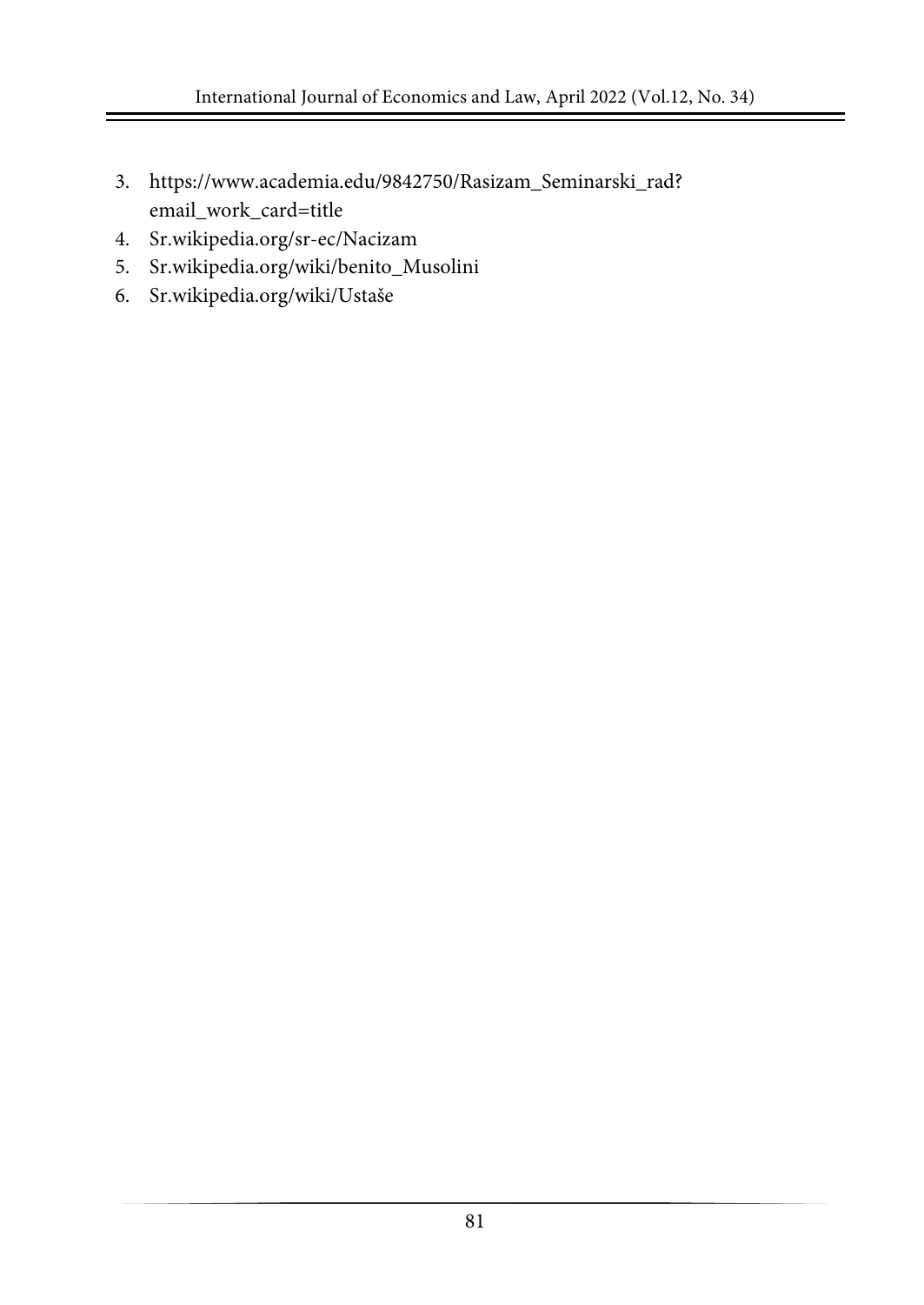3. https://www.academia.edu/9842750/Rasizam_Seminarski_rad?email_work_card=title
4. Sr.wikipedia.org/sr-ec/Nacizam
5. Sr.wikipedia.org/wiki/benito_Musolini
6. Sr.wikipedia.org/wiki/Ustaše